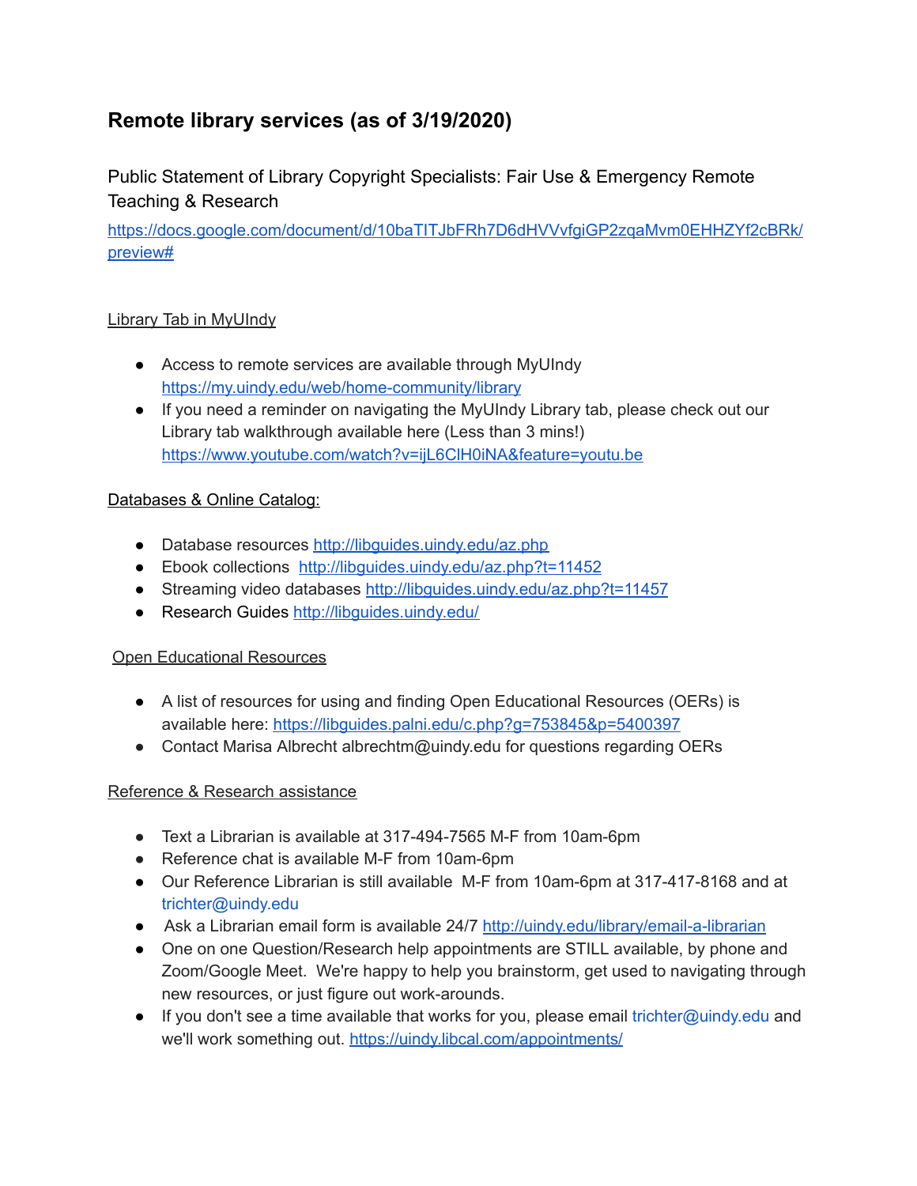## Remote library services (as of 3/19/2020)

Public Statement of Library Copyright Specialists: Fair Use & Emergency Remote Teaching & Research

https://docs.google.com/document/d/10baTITJbFRh7D6dHVVvfgiGP2zqaMvm0EHHZYf2cBRk/preview#

Library Tab in MyUIndy

- Access to remote services are available through MyUIndy https://my.uindy.edu/web/home-community/library
- If you need a reminder on navigating the MyUIndy Library tab, please check out our Library tab walkthrough available here (Less than 3 mins!) https://www.youtube.com/watch?v=ijL6ClH0iNA&feature=youtu.be

Databases & Online Catalog:

- Database resources http://libguides.uindy.edu/az.php
- Ebook collections http://libguides.uindy.edu/az.php?t=11452
- Streaming video databases http://libguides.uindy.edu/az.php?t=11457
- Research Guides http://libguides.uindy.edu/

Open Educational Resources

- A list of resources for using and finding Open Educational Resources (OERs) is available here: https://libguides.palni.edu/c.php?g=753845&p=5400397
- Contact Marisa Albrecht albrechtm@uindy.edu for questions regarding OERs

Reference & Research assistance

- Text a Librarian is available at 317-494-7565 M-F from 10am-6pm
- Reference chat is available M-F from 10am-6pm
- Our Reference Librarian is still available M-F from 10am-6pm at 317-417-8168 and at trichter@uindy.edu
- Ask a Librarian email form is available 24/7 http://uindy.edu/library/email-a-librarian
- One on one Question/Research help appointments are STILL available, by phone and Zoom/Google Meet. We're happy to help you brainstorm, get used to navigating through new resources, or just figure out work-arounds.
- If you don't see a time available that works for you, please email trichter@uindy.edu and we'll work something out. https://uindy.libcal.com/appointments/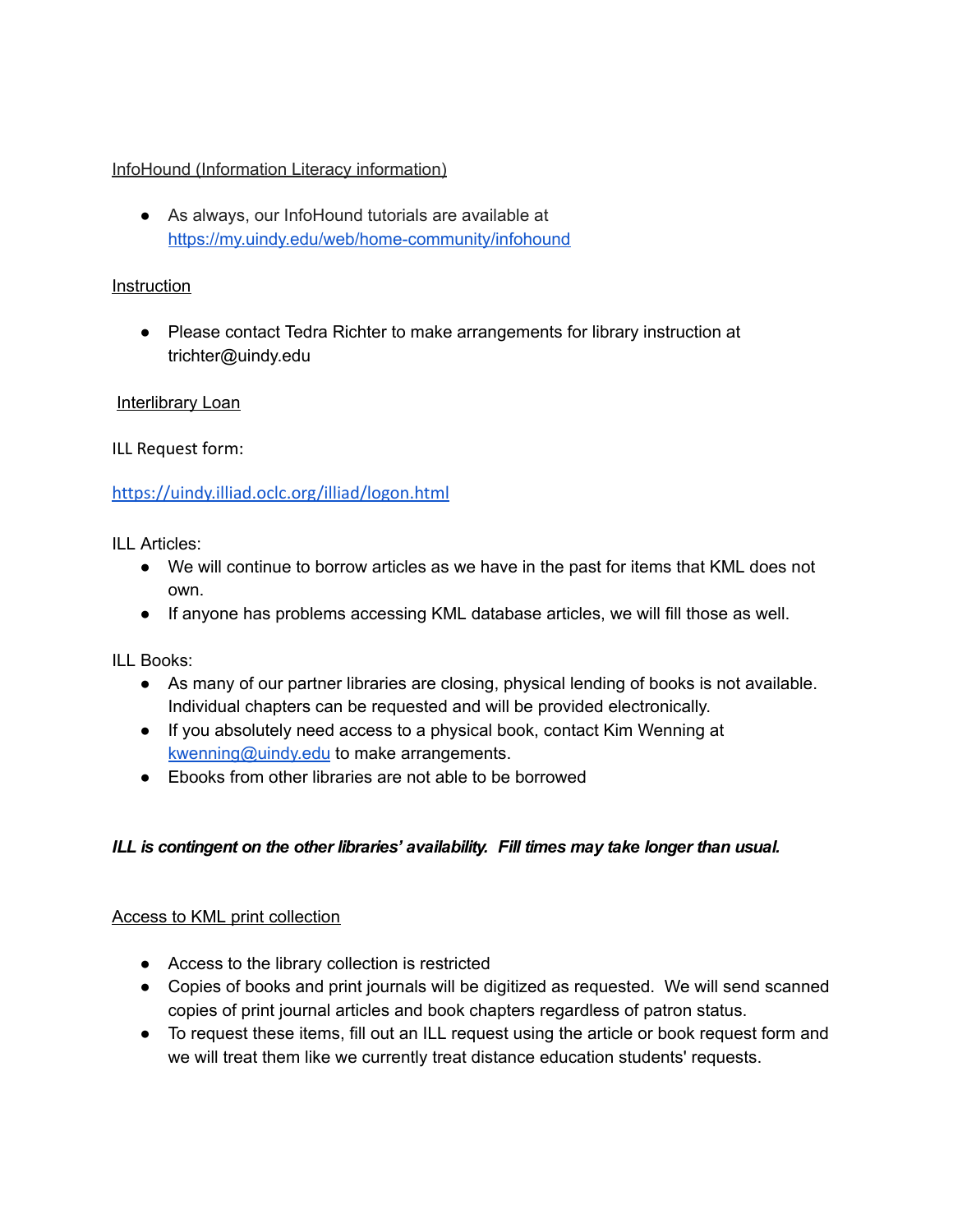InfoHound (Information Literacy information)

- As always, our InfoHound tutorials are available at https://my.uindy.edu/web/home-community/infohound

Instruction

- Please contact Tedra Richter to make arrangements for library instruction at trichter@uindy.edu

Interlibrary Loan

ILL Request form:

https://uindy.illiad.oclc.org/illiad/logon.html

ILL Articles:

- We will continue to borrow articles as we have in the past for items that KML does not own.
- If anyone has problems accessing KML database articles, we will fill those as well.

ILL Books:

- As many of our partner libraries are closing, physical lending of books is not available. Individual chapters can be requested and will be provided electronically.
- If you absolutely need access to a physical book, contact Kim Wenning at kwenning@uindy.edu to make arrangements.
- Ebooks from other libraries are not able to be borrowed

***ILL is contingent on the other libraries' availability. Fill times may take longer than usual.***

Access to KML print collection

- Access to the library collection is restricted
- Copies of books and print journals will be digitized as requested. We will send scanned copies of print journal articles and book chapters regardless of patron status.
- To request these items, fill out an ILL request using the article or book request form and we will treat them like we currently treat distance education students' requests.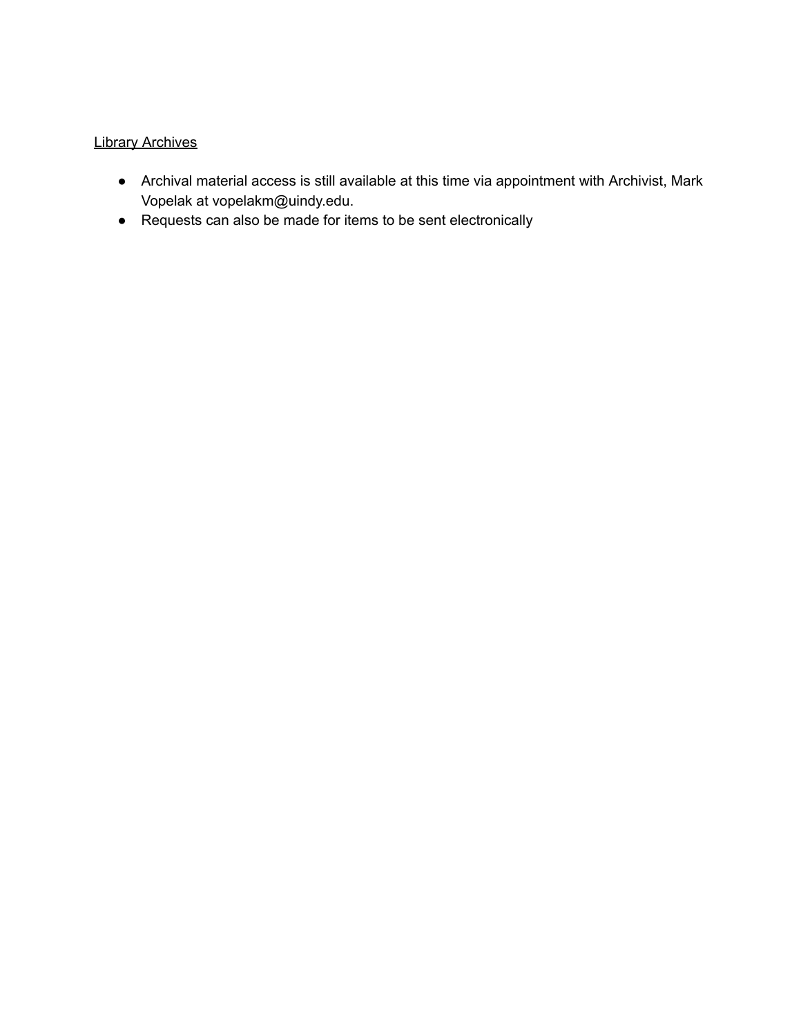Library Archives

- Archival material access is still available at this time via appointment with Archivist, Mark Vopelak at vopelakm@uindy.edu.
- Requests can also be made for items to be sent electronically